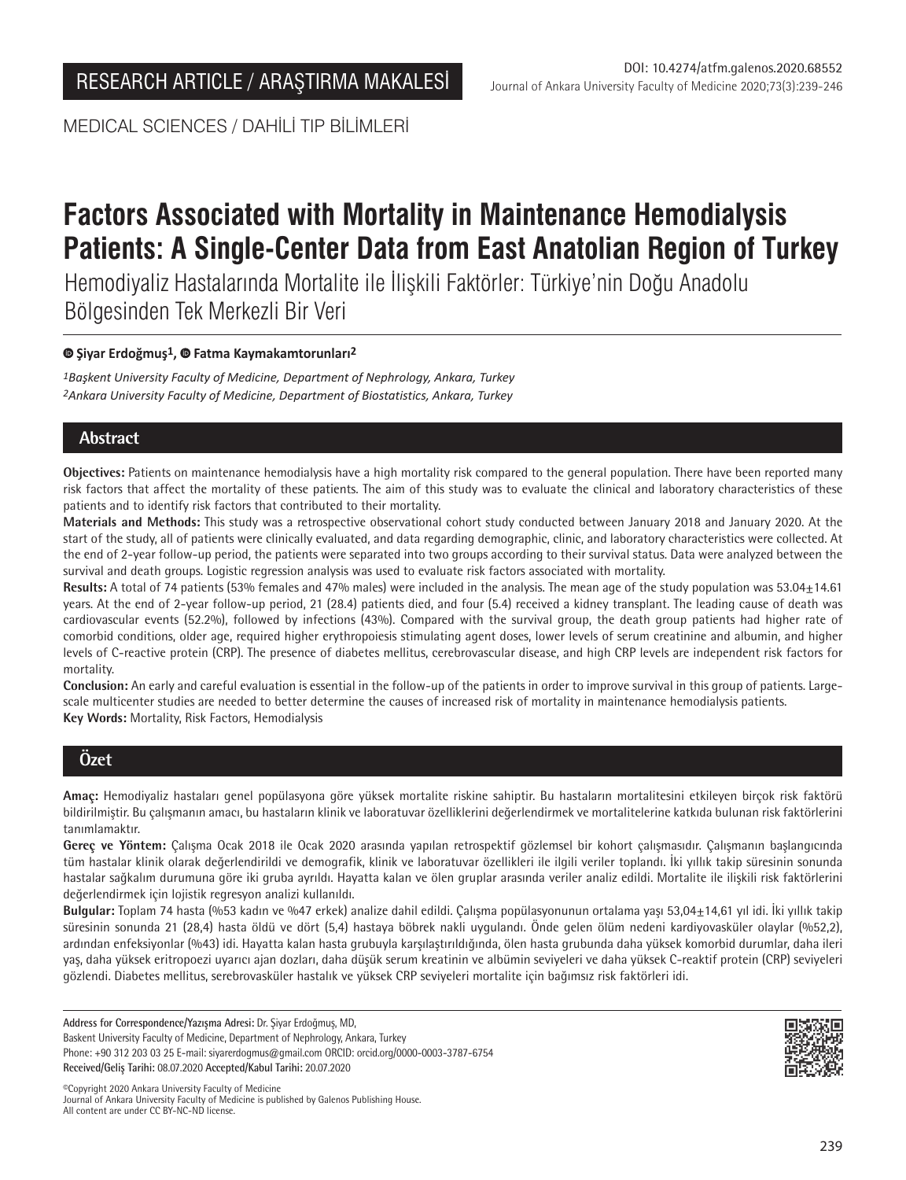RESEARCH ARTICLE / ARAŞTIRMA MAKALESİ

DOI: 10.4274/atfm.galenos.2020.68552

MEDICAL SCIENCES / DAHİLİ TIP BİLİMLERİ

# Factors Associated with Mortality in Maintenance Hemodialysis Patients: A Single-Center Data from East Anatolian Region of Turkey

## Hemodiyaliz Hastalarında Mortalite ile İlişkili Faktörler: Türkiye'nin Doğu Anadolu Bölgesinden Tek Merkezli Bir Veri

**Şiyar Erdoğmuş[1], Fatma Kaymakamtorunları[2]**

*[1]Başkent University Faculty of Medicine, Department of Nephrology, Ankara, Turkey*
*[2]Ankara University Faculty of Medicine, Department of Biostatistics, Ankara, Turkey*

## Abstract

**Objectives:** Patients on maintenance hemodialysis have a high mortality risk compared to the general population. There have been reported many risk factors that affect the mortality of these patients. The aim of this study was to evaluate the clinical and laboratory characteristics of these patients and to identify risk factors that contributed to their mortality.

**Materials and Methods:** This study was a retrospective observational cohort study conducted between January 2018 and January 2020. At the start of the study, all of patients were clinically evaluated, and data regarding demographic, clinic, and laboratory characteristics were collected. At the end of 2-year follow-up period, the patients were separated into two groups according to their survival status. Data were analyzed between the survival and death groups. Logistic regression analysis was used to evaluate risk factors associated with mortality.

**Results:** A total of 74 patients (53% females and 47% males) were included in the analysis. The mean age of the study population was 53.04±14.61 years. At the end of 2-year follow-up period, 21 (28.4) patients died, and four (5.4) received a kidney transplant. The leading cause of death was cardiovascular events (52.2%), followed by infections (43%). Compared with the survival group, the death group patients had higher rate of comorbid conditions, older age, required higher erythropoiesis stimulating agent doses, lower levels of serum creatinine and albumin, and higher levels of C-reactive protein (CRP). The presence of diabetes mellitus, cerebrovascular disease, and high CRP levels are independent risk factors for mortality.

**Conclusion:** An early and careful evaluation is essential in the follow-up of the patients in order to improve survival in this group of patients. Large-scale multicenter studies are needed to better determine the causes of increased risk of mortality in maintenance hemodialysis patients.

**Key Words:** Mortality, Risk Factors, Hemodialysis

## Özet

**Amaç:** Hemodiyaliz hastaları genel popülasyona göre yüksek mortalite riskine sahiptir. Bu hastaların mortalitesini etkileyen birçok risk faktörü bildirilmiştir. Bu çalışmanın amacı, bu hastaların klinik ve laboratuvar özelliklerini değerlendirmek ve mortalitelerine katkıda bulunan risk faktörlerini tanımlamaktır.

**Gereç ve Yöntem:** Çalışma Ocak 2018 ile Ocak 2020 arasında yapılan retrospektif gözlemsel bir kohort çalışmasıdır. Çalışmanın başlangıcında tüm hastalar klinik olarak değerlendirildi ve demografik, klinik ve laboratuvar özellikleri ile ilgili veriler toplandı. İki yıllık takip süresinin sonunda hastalar sağkalım durumuna göre iki gruba ayrıldı. Hayatta kalan ve ölen gruplar arasında veriler analiz edildi. Mortalite ile ilişkili risk faktörlerini değerlendirmek için lojistik regresyon analizi kullanıldı.

**Bulgular:** Toplam 74 hasta (%53 kadın ve %47 erkek) analize dahil edildi. Çalışma popülasyonunun ortalama yaşı 53,04±14,61 yıl idi. İki yıllık takip süresinin sonunda 21 (28,4) hasta öldü ve dört (5,4) hastaya böbrek nakli uygulandı. Önde gelen ölüm nedeni kardiyovasküler olaylar (%52,2), ardından enfeksiyonlar (%43) idi. Hayatta kalan hasta grubuyla karşılaştırıldığında, ölen hasta grubunda daha yüksek komorbid durumlar, daha ileri yaş, daha yüksek eritropoezi uyarıcı ajan dozları, daha düşük serum kreatinin ve albümin seviyeleri ve daha yüksek C-reaktif protein (CRP) seviyeleri gözlendi. Diabetes mellitus, serebrovasküler hastalık ve yüksek CRP seviyeleri mortalite için bağımsız risk faktörleri idi.

**Address for Correspondence/Yazışma Adresi:** Dr. Şiyar Erdoğmuş, MD,
Baskent University Faculty of Medicine, Department of Nephrology, Ankara, Turkey
Phone: +90 312 203 03 25 E-mail: siyarerdogmus@gmail.com ORCID: orcid.org/0000-0003-3787-6754
**Received/Geliş Tarihi:** 08.07.2020 **Accepted/Kabul Tarihi:** 20.07.2020

©Copyright 2020 Ankara University Faculty of Medicine
Journal of Ankara University Faculty of Medicine is published by Galenos Publishing House.
All content are under CC BY-NC-ND license.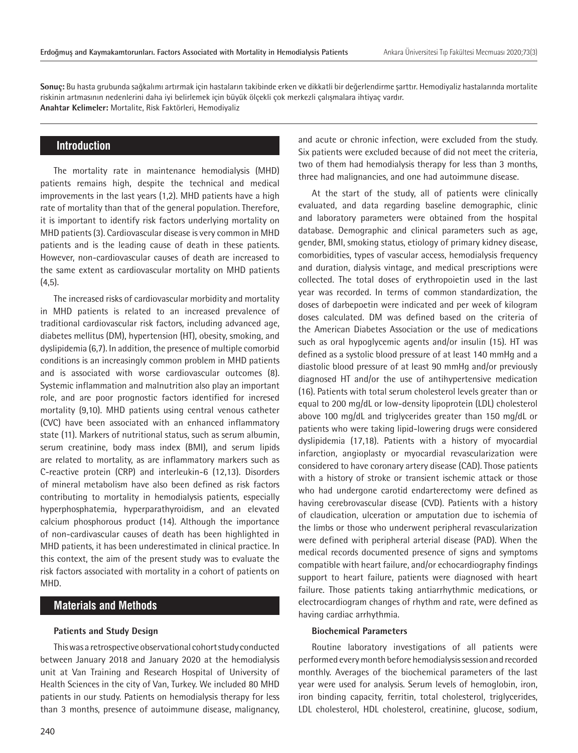**Sonuç:** Bu hasta grubunda sağkalımı artırmak için hastaların takibinde erken ve dikkatli bir değerlendirme şarttır. Hemodiyaliz hastalarında mortalite riskinin artmasının nedenlerini daha iyi belirlemek için büyük ölçekli çok merkezli çalışmalara ihtiyaç vardır.

**Anahtar Kelimeler:** Mortalite, Risk Faktörleri, Hemodiyaliz

## Introduction

The mortality rate in maintenance hemodialysis (MHD) patients remains high, despite the technical and medical improvements in the last years (1,2). MHD patients have a high rate of mortality than that of the general population. Therefore, it is important to identify risk factors underlying mortality on MHD patients (3). Cardiovascular disease is very common in MHD patients and is the leading cause of death in these patients. However, non-cardiovascular causes of death are increased to the same extent as cardiovascular mortality on MHD patients (4,5).

The increased risks of cardiovascular morbidity and mortality in MHD patients is related to an increased prevalence of traditional cardiovascular risk factors, including advanced age, diabetes mellitus (DM), hypertension (HT), obesity, smoking, and dyslipidemia (6,7). In addition, the presence of multiple comorbid conditions is an increasingly common problem in MHD patients and is associated with worse cardiovascular outcomes (8). Systemic inflammation and malnutrition also play an important role, and are poor prognostic factors identified for incresed mortality (9,10). MHD patients using central venous catheter (CVC) have been associated with an enhanced inflammatory state (11). Markers of nutritional status, such as serum albumin, serum creatinine, body mass index (BMI), and serum lipids are related to mortality, as are inflammatory markers such as C-reactive protein (CRP) and interleukin-6 (12,13). Disorders of mineral metabolism have also been defined as risk factors contributing to mortality in hemodialysis patients, especially hyperphosphatemia, hyperparathyroidism, and an elevated calcium phosphorous product (14). Although the importance of non-cardivascular causes of death has been highlighted in MHD patients, it has been underestimated in clinical practice. In this context, the aim of the present study was to evaluate the risk factors associated with mortality in a cohort of patients on MHD.

## Materials and Methods

### Patients and Study Design

This was a retrospective observational cohort study conducted between January 2018 and January 2020 at the hemodialysis unit at Van Training and Research Hospital of University of Health Sciences in the city of Van, Turkey. We included 80 MHD patients in our study. Patients on hemodialysis therapy for less than 3 months, presence of autoimmune disease, malignancy, and acute or chronic infection, were excluded from the study. Six patients were excluded because of did not meet the criteria, two of them had hemodialysis therapy for less than 3 months, three had malignancies, and one had autoimmune disease.

At the start of the study, all of patients were clinically evaluated, and data regarding baseline demographic, clinic and laboratory parameters were obtained from the hospital database. Demographic and clinical parameters such as age, gender, BMI, smoking status, etiology of primary kidney disease, comorbidities, types of vascular access, hemodialysis frequency and duration, dialysis vintage, and medical prescriptions were collected. The total doses of erythropoietin used in the last year was recorded. In terms of common standardization, the doses of darbepoetin were indicated and per week of kilogram doses calculated. DM was defined based on the criteria of the American Diabetes Association or the use of medications such as oral hypoglycemic agents and/or insulin (15). HT was defined as a systolic blood pressure of at least 140 mmHg and a diastolic blood pressure of at least 90 mmHg and/or previously diagnosed HT and/or the use of antihypertensive medication (16). Patients with total serum cholesterol levels greater than or equal to 200 mg/dL or low-density lipoprotein (LDL) cholesterol above 100 mg/dL and triglycerides greater than 150 mg/dL or patients who were taking lipid-lowering drugs were considered dyslipidemia (17,18). Patients with a history of myocardial infarction, angioplasty or myocardial revascularization were considered to have coronary artery disease (CAD). Those patients with a history of stroke or transient ischemic attack or those who had undergone carotid endarterectomy were defined as having cerebrovascular disease (CVD). Patients with a history of claudication, ulceration or amputation due to ischemia of the limbs or those who underwent peripheral revascularization were defined with peripheral arterial disease (PAD). When the medical records documented presence of signs and symptoms compatible with heart failure, and/or echocardiography findings support to heart failure, patients were diagnosed with heart failure. Those patients taking antiarrhythmic medications, or electrocardiogram changes of rhythm and rate, were defined as having cardiac arrhythmia.

### Biochemical Parameters

Routine laboratory investigations of all patients were performed every month before hemodialysis session and recorded monthly. Averages of the biochemical parameters of the last year were used for analysis. Serum levels of hemoglobin, iron, iron binding capacity, ferritin, total cholesterol, triglycerides, LDL cholesterol, HDL cholesterol, creatinine, glucose, sodium,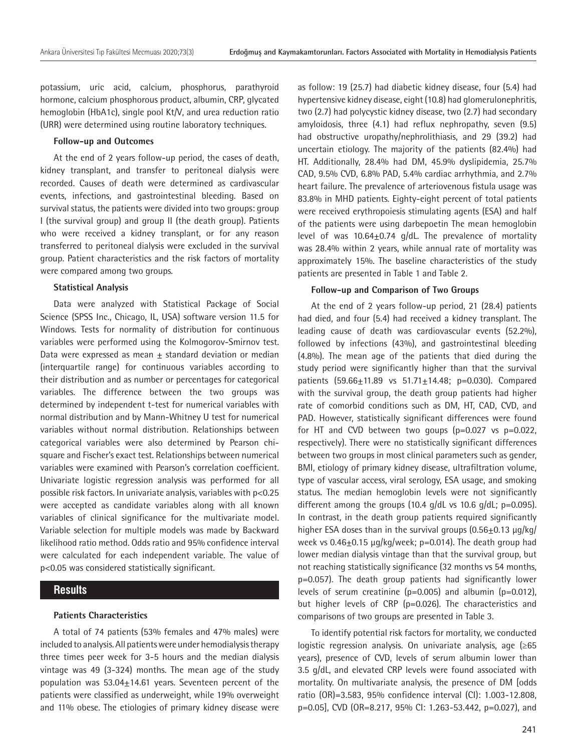potassium, uric acid, calcium, phosphorus, parathyroid hormone, calcium phosphorous product, albumin, CRP, glycated hemoglobin (HbA1c), single pool Kt/V, and urea reduction ratio (URR) were determined using routine laboratory techniques.

**Follow-up and Outcomes**

At the end of 2 years follow-up period, the cases of death, kidney transplant, and transfer to peritoneal dialysis were recorded. Causes of death were determined as cardivascular events, infections, and gastrointestinal bleeding. Based on survival status, the patients were divided into two groups: group I (the survival group) and group II (the death group). Patients who were received a kidney transplant, or for any reason transferred to peritoneal dialysis were excluded in the survival group. Patient characteristics and the risk factors of mortality were compared among two groups.

**Statistical Analysis**

Data were analyzed with Statistical Package of Social Science (SPSS Inc., Chicago, IL, USA) software version 11.5 for Windows. Tests for normality of distribution for continuous variables were performed using the Kolmogorov-Smirnov test. Data were expressed as mean ± standard deviation or median (interquartile range) for continuous variables according to their distribution and as number or percentages for categorical variables. The difference between the two groups was determined by independent t-test for numerical variables with normal distribution and by Mann-Whitney U test for numerical variables without normal distribution. Relationships between categorical variables were also determined by Pearson chi-square and Fischer's exact test. Relationships between numerical variables were examined with Pearson's correlation coefficient. Univariate logistic regression analysis was performed for all possible risk factors. In univariate analysis, variables with $p<0.25$ were accepted as candidate variables along with all known variables of clinical significance for the multivariate model. Variable selection for multiple models was made by Backward likelihood ratio method. Odds ratio and 95% confidence interval were calculated for each independent variable. The value of $p<0.05$ was considered statistically significant.

## Results

**Patients Characteristics**

A total of 74 patients (53% females and 47% males) were included to analysis. All patients were under hemodialysis therapy three times peer week for 3-5 hours and the median dialysis vintage was 49 (3-324) months. The mean age of the study population was 53.04±14.61 years. Seventeen percent of the patients were classified as underweight, while 19% overweight and 11% obese. The etiologies of primary kidney disease were as follow: 19 (25.7) had diabetic kidney disease, four (5.4) had hypertensive kidney disease, eight (10.8) had glomerulonephritis, two (2.7) had polycystic kidney disease, two (2.7) had secondary amyloidosis, three (4.1) had reflux nephropathy, seven (9.5) had obstructive uropathy/nephrolithiasis, and 29 (39.2) had uncertain etiology. The majority of the patients (82.4%) had HT. Additionally, 28.4% had DM, 45.9% dyslipidemia, 25.7% CAD, 9.5% CVD, 6.8% PAD, 5.4% cardiac arrhythmia, and 2.7% heart failure. The prevalence of arteriovenous fistula usage was 83.8% in MHD patients. Eighty-eight percent of total patients were received erythropoiesis stimulating agents (ESA) and half of the patients were using darbepoetin The mean hemoglobin level of was 10.64±0.74 g/dL. The prevalence of mortality was 28.4% within 2 years, while annual rate of mortality was approximately 15%. The baseline characteristics of the study patients are presented in Table 1 and Table 2.

**Follow-up and Comparison of Two Groups**

At the end of 2 years follow-up period, 21 (28.4) patients had died, and four (5.4) had received a kidney transplant. The leading cause of death was cardiovascular events (52.2%), followed by infections (43%), and gastrointestinal bleeding (4.8%). The mean age of the patients that died during the study period were significantly higher than that the survival patients (59.66±11.89 vs 51.71±14.48; p=0.030). Compared with the survival group, the death group patients had higher rate of comorbid conditions such as DM, HT, CAD, CVD, and PAD. However, statistically significant differences were found for HT and CVD between two goups (p=0.027 vs p=0.022, respectively). There were no statistically significant differences between two groups in most clinical parameters such as gender, BMI, etiology of primary kidney disease, ultrafiltration volume, type of vascular access, viral serology, ESA usage, and smoking status. The median hemoglobin levels were not significantly different among the groups (10.4 g/dL vs 10.6 g/dL; p=0.095). In contrast, in the death group patients required significantly higher ESA doses than in the survival groups (0.56±0.13 µg/kg/week vs 0.46±0.15 µg/kg/week; p=0.014). The death group had lower median dialysis vintage than that the survival group, but not reaching statistically significance (32 months vs 54 months, p=0.057). The death group patients had significantly lower levels of serum creatinine (p=0.005) and albumin (p=0.012), but higher levels of CRP (p=0.026). The characteristics and comparisons of two groups are presented in Table 3.

To identify potential risk factors for mortality, we conducted logistic regression analysis. On univariate analysis, age (≥65 years), presence of CVD, levels of serum albumin lower than 3.5 g/dL, and elevated CRP levels were found associated with mortality. On multivariate analysis, the presence of DM [odds ratio (OR)=3.583, 95% confidence interval (CI): 1.003-12.808, p=0.05], CVD (OR=8.217, 95% CI: 1.263-53.442, p=0.027), and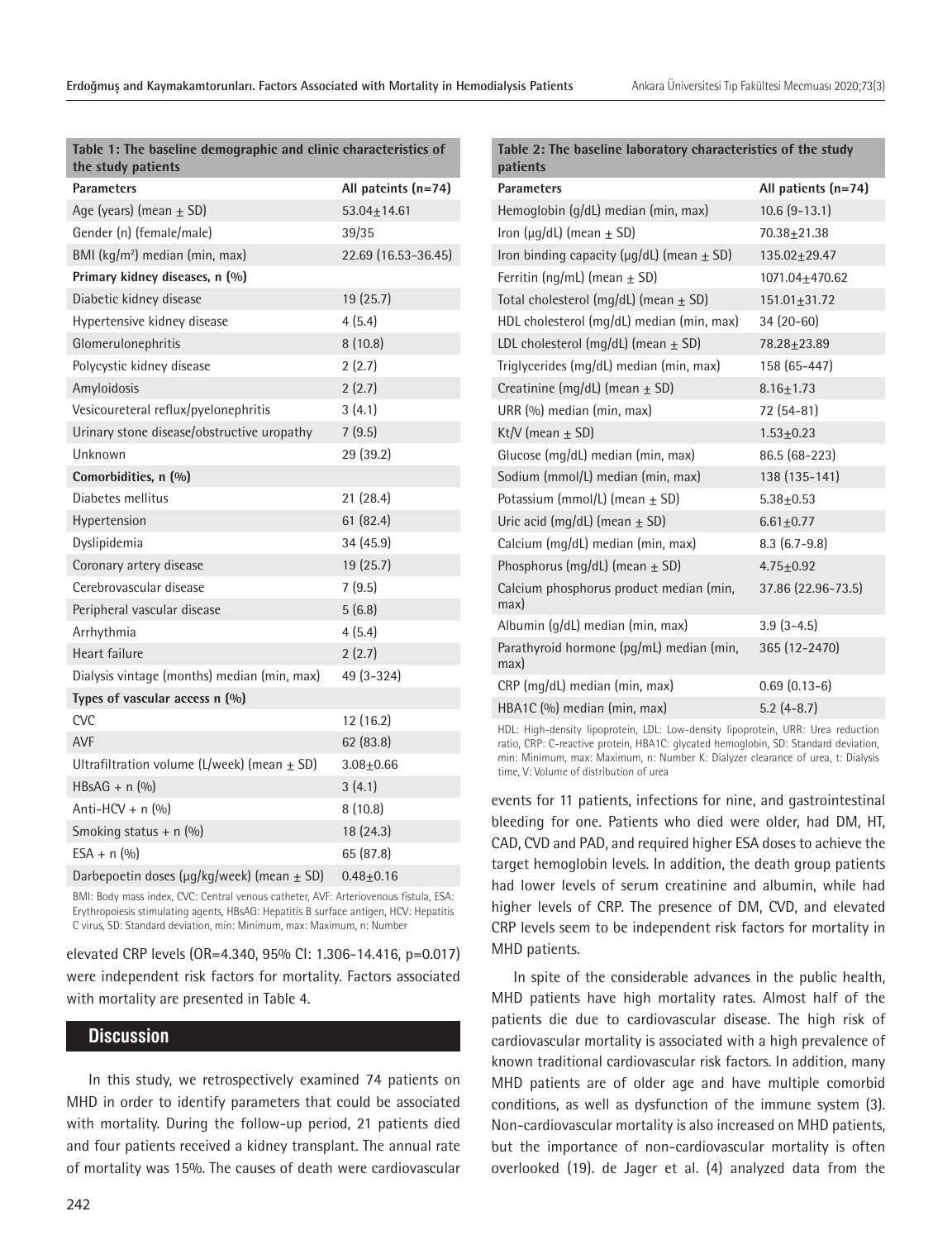**Table 1: The baseline demographic and clinic characteristics of the study patients**

| Parameters | All pateints (n=74) |
|---|---|
| Age (years) (mean ± SD) | 53.04±14.61 |
| Gender (n) (female/male) | 39/35 |
| BMI (kg/m²) median (min, max) | 22.69 (16.53-36.45) |
| **Primary kidney diseases, n (%)** | |
| Diabetic kidney disease | 19 (25.7) |
| Hypertensive kidney disease | 4 (5.4) |
| Glomerulonephritis | 8 (10.8) |
| Polycystic kidney disease | 2 (2.7) |
| Amyloidosis | 2 (2.7) |
| Vesicoureteral reflux/pyelonephritis | 3 (4.1) |
| Urinary stone disease/obstructive uropathy | 7 (9.5) |
| Unknown | 29 (39.2) |
| **Comorbidities, n (%)** | |
| Diabetes mellitus | 21 (28.4) |
| Hypertension | 61 (82.4) |
| Dyslipidemia | 34 (45.9) |
| Coronary artery disease | 19 (25.7) |
| Cerebrovascular disease | 7 (9.5) |
| Peripheral vascular disease | 5 (6.8) |
| Arrhythmia | 4 (5.4) |
| Heart failure | 2 (2.7) |
| Dialysis vintage (months) median (min, max) | 49 (3-324) |
| **Types of vascular access n (%)** | |
| CVC | 12 (16.2) |
| AVF | 62 (83.8) |
| Ultrafiltration volume (L/week) (mean ± SD) | 3.08±0.66 |
| HBsAG + n (%) | 3 (4.1) |
| Anti-HCV + n (%) | 8 (10.8) |
| Smoking status + n (%) | 18 (24.3) |
| ESA + n (%) | 65 (87.8) |
| Darbepoetin doses (µg/kg/week) (mean ± SD) | 0.48±0.16 |

BMI: Body mass index, CVC: Central venous catheter, AVF: Arteriovenous fistula, ESA: Erythropoiesis stimulating agents, HBsAG: Hepatitis B surface antigen, HCV: Hepatitis C virus, SD: Standard deviation, min: Minimum, max: Maximum, n: Number

**Table 2: The baseline laboratory characteristics of the study patients**

| Parameters | All patients (n=74) |
|---|---|
| Hemoglobin (g/dL) median (min, max) | 10.6 (9-13.1) |
| Iron (µg/dL) (mean ± SD) | 70.38±21.38 |
| Iron binding capacity (µg/dL) (mean ± SD) | 135.02±29.47 |
| Ferritin (ng/mL) (mean ± SD) | 1071.04±470.62 |
| Total cholesterol (mg/dL) (mean ± SD) | 151.01±31.72 |
| HDL cholesterol (mg/dL) median (min, max) | 34 (20-60) |
| LDL cholesterol (mg/dL) (mean ± SD) | 78.28±23.89 |
| Triglycerides (mg/dL) median (min, max) | 158 (65-447) |
| Creatinine (mg/dL) (mean ± SD) | 8.16±1.73 |
| URR (%) median (min, max) | 72 (54-81) |
| Kt/V (mean ± SD) | 1.53±0.23 |
| Glucose (mg/dL) median (min, max) | 86.5 (68-223) |
| Sodium (mmol/L) median (min, max) | 138 (135-141) |
| Potassium (mmol/L) (mean ± SD) | 5.38±0.53 |
| Uric acid (mg/dL) (mean ± SD) | 6.61±0.77 |
| Calcium (mg/dL) median (min, max) | 8.3 (6.7-9.8) |
| Phosphorus (mg/dL) (mean ± SD) | 4.75±0.92 |
| Calcium phosphorus product median (min, max) | 37.86 (22.96-73.5) |
| Albumin (g/dL) median (min, max) | 3.9 (3-4.5) |
| Parathyroid hormone (pg/mL) median (min, max) | 365 (12-2470) |
| CRP (mg/dL) median (min, max) | 0.69 (0.13-6) |
| HBA1C (%) median (min, max) | 5.2 (4-8.7) |

HDL: High-density lipoprotein, LDL: Low-density lipoprotein, URR: Urea reduction ratio, CRP: C-reactive protein, HBA1C: glycated hemoglobin, SD: Standard deviation, min: Minimum, max: Maximum, n: Number K: Dialyzer clearance of urea, t: Dialysis time, V: Volume of distribution of urea

elevated CRP levels (OR=4.340, 95% CI: 1.306-14.416, p=0.017) were independent risk factors for mortality. Factors associated with mortality are presented in Table 4.

## Discussion

In this study, we retrospectively examined 74 patients on MHD in order to identify parameters that could be associated with mortality. During the follow-up period, 21 patients died and four patients received a kidney transplant. The annual rate of mortality was 15%. The causes of death were cardiovascular events for 11 patients, infections for nine, and gastrointestinal bleeding for one. Patients who died were older, had DM, HT, CAD, CVD and PAD, and required higher ESA doses to achieve the target hemoglobin levels. In addition, the death group patients had lower levels of serum creatinine and albumin, while had higher levels of CRP. The presence of DM, CVD, and elevated CRP levels seem to be independent risk factors for mortality in MHD patients.

In spite of the considerable advances in the public health, MHD patients have high mortality rates. Almost half of the patients die due to cardiovascular disease. The high risk of cardiovascular mortality is associated with a high prevalence of known traditional cardiovascular risk factors. In addition, many MHD patients are of older age and have multiple comorbid conditions, as well as dysfunction of the immune system (3). Non-cardiovascular mortality is also increased on MHD patients, but the importance of non-cardiovascular mortality is often overlooked (19). de Jager et al. (4) analyzed data from the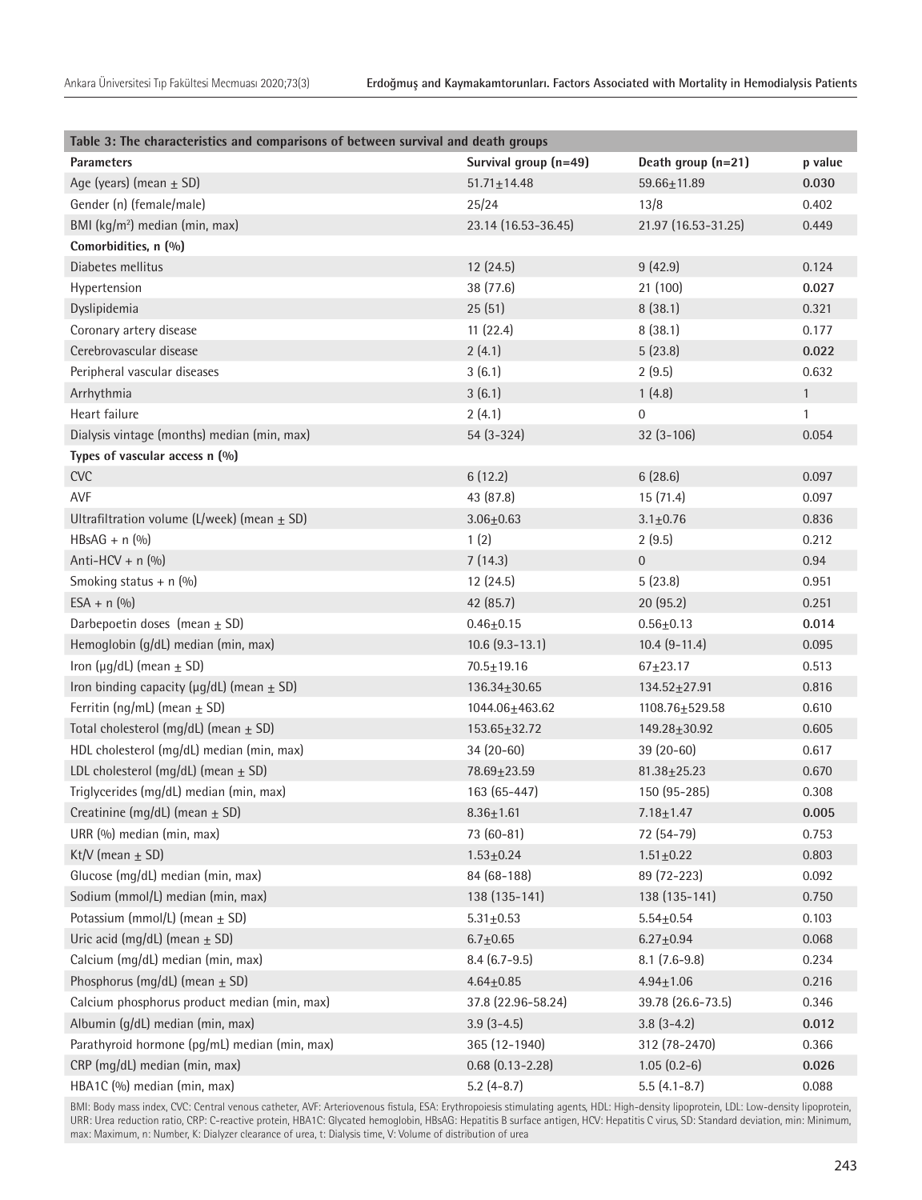**Table 3: The characteristics and comparisons of between survival and death groups**

| Parameters | Survival group (n=49) | Death group (n=21) | p value |
|---|---|---|---|
| Age (years) (mean ± SD) | 51.71±14.48 | 59.66±11.89 | **0.030** |
| Gender (n) (female/male) | 25/24 | 13/8 | 0.402 |
| BMI (kg/m²) median (min, max) | 23.14 (16.53-36.45) | 21.97 (16.53-31.25) | 0.449 |
| **Comorbidities, n (%)** | | | |
| Diabetes mellitus | 12 (24.5) | 9 (42.9) | 0.124 |
| Hypertension | 38 (77.6) | 21 (100) | **0.027** |
| Dyslipidemia | 25 (51) | 8 (38.1) | 0.321 |
| Coronary artery disease | 11 (22.4) | 8 (38.1) | 0.177 |
| Cerebrovascular disease | 2 (4.1) | 5 (23.8) | **0.022** |
| Peripheral vascular diseases | 3 (6.1) | 2 (9.5) | 0.632 |
| Arrhythmia | 3 (6.1) | 1 (4.8) | 1 |
| Heart failure | 2 (4.1) | 0 | 1 |
| Dialysis vintage (months) median (min, max) | 54 (3-324) | 32 (3-106) | 0.054 |
| **Types of vascular access n (%)** | | | |
| CVC | 6 (12.2) | 6 (28.6) | 0.097 |
| AVF | 43 (87.8) | 15 (71.4) | 0.097 |
| Ultrafiltration volume (L/week) (mean ± SD) | 3.06±0.63 | 3.1±0.76 | 0.836 |
| HBsAG + n (%) | 1 (2) | 2 (9.5) | 0.212 |
| Anti-HCV + n (%) | 7 (14.3) | 0 | 0.94 |
| Smoking status + n (%) | 12 (24.5) | 5 (23.8) | 0.951 |
| ESA + n (%) | 42 (85.7) | 20 (95.2) | 0.251 |
| Darbepoetin doses (mean ± SD) | 0.46±0.15 | 0.56±0.13 | **0.014** |
| Hemoglobin (g/dL) median (min, max) | 10.6 (9.3-13.1) | 10.4 (9-11.4) | 0.095 |
| Iron (μg/dL) (mean ± SD) | 70.5±19.16 | 67±23.17 | 0.513 |
| Iron binding capacity (μg/dL) (mean ± SD) | 136.34±30.65 | 134.52±27.91 | 0.816 |
| Ferritin (ng/mL) (mean ± SD) | 1044.06±463.62 | 1108.76±529.58 | 0.610 |
| Total cholesterol (mg/dL) (mean ± SD) | 153.65±32.72 | 149.28±30.92 | 0.605 |
| HDL cholesterol (mg/dL) median (min, max) | 34 (20-60) | 39 (20-60) | 0.617 |
| LDL cholesterol (mg/dL) (mean ± SD) | 78.69±23.59 | 81.38±25.23 | 0.670 |
| Triglycerides (mg/dL) median (min, max) | 163 (65-447) | 150 (95-285) | 0.308 |
| Creatinine (mg/dL) (mean ± SD) | 8.36±1.61 | 7.18±1.47 | **0.005** |
| URR (%) median (min, max) | 73 (60-81) | 72 (54-79) | 0.753 |
| Kt/V (mean ± SD) | 1.53±0.24 | 1.51±0.22 | 0.803 |
| Glucose (mg/dL) median (min, max) | 84 (68-188) | 89 (72-223) | 0.092 |
| Sodium (mmol/L) median (min, max) | 138 (135-141) | 138 (135-141) | 0.750 |
| Potassium (mmol/L) (mean ± SD) | 5.31±0.53 | 5.54±0.54 | 0.103 |
| Uric acid (mg/dL) (mean ± SD) | 6.7±0.65 | 6.27±0.94 | 0.068 |
| Calcium (mg/dL) median (min, max) | 8.4 (6.7-9.5) | 8.1 (7.6-9.8) | 0.234 |
| Phosphorus (mg/dL) (mean ± SD) | 4.64±0.85 | 4.94±1.06 | 0.216 |
| Calcium phosphorus product median (min, max) | 37.8 (22.96-58.24) | 39.78 (26.6-73.5) | 0.346 |
| Albumin (g/dL) median (min, max) | 3.9 (3-4.5) | 3.8 (3-4.2) | **0.012** |
| Parathyroid hormone (pg/mL) median (min, max) | 365 (12-1940) | 312 (78-2470) | 0.366 |
| CRP (mg/dL) median (min, max) | 0.68 (0.13-2.28) | 1.05 (0.2-6) | **0.026** |
| HBA1C (%) median (min, max) | 5.2 (4-8.7) | 5.5 (4.1-8.7) | 0.088 |

BMI: Body mass index, CVC: Central venous catheter, AVF: Arteriovenous fistula, ESA: Erythropoiesis stimulating agents, HDL: High-density lipoprotein, LDL: Low-density lipoprotein, URR: Urea reduction ratio, CRP: C-reactive protein, HBA1C: Glycated hemoglobin, HBsAG: Hepatitis B surface antigen, HCV: Hepatitis C virus, SD: Standard deviation, min: Minimum, max: Maximum, n: Number, K: Dialyzer clearance of urea, t: Dialysis time, V: Volume of distribution of urea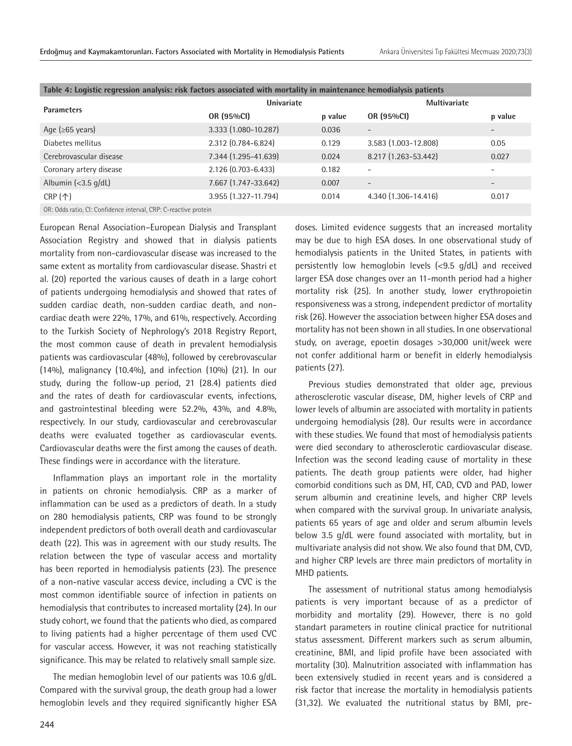**Table 4: Logistic regression analysis: risk factors associated with mortality in maintenance hemodialysis patients**

| Parameters | Univariate | | Multivariate | |
|---|---|---|---|---|
| | OR (95%CI) | p value | OR (95%CI) | p value |
| Age (≥65 years) | 3.333 (1.080-10.287) | 0.036 | - | - |
| Diabetes mellitus | 2.312 (0.784-6.824) | 0.129 | 3.583 (1.003-12.808) | 0.05 |
| Cerebrovascular disease | 7.344 (1.295-41.639) | 0.024 | 8.217 (1.263-53.442) | 0.027 |
| Coronary artery disease | 2.126 (0.703-6.433) | 0.182 | - | - |
| Albumin (<3.5 g/dL) | 7.667 (1.747-33.642) | 0.007 | - | - |
| CRP (↑) | 3.955 (1.327-11.794) | 0.014 | 4.340 (1.306-14.416) | 0.017 |

OR: Odds ratio, CI: Confidence interval, CRP: C-reactive protein

European Renal Association–European Dialysis and Transplant Association Registry and showed that in dialysis patients mortality from non-cardiovascular disease was increased to the same extent as mortality from cardiovascular disease. Shastri et al. (20) reported the various causes of death in a large cohort of patients undergoing hemodialysis and showed that rates of sudden cardiac death, non-sudden cardiac death, and non-cardiac death were 22%, 17%, and 61%, respectively. According to the Turkish Society of Nephrology's 2018 Registry Report, the most common cause of death in prevalent hemodialysis patients was cardiovascular (48%), followed by cerebrovascular (14%), malignancy (10.4%), and infection (10%) (21). In our study, during the follow-up period, 21 (28.4) patients died and the rates of death for cardiovascular events, infections, and gastrointestinal bleeding were 52.2%, 43%, and 4.8%, respectively. In our study, cardiovascular and cerebrovascular deaths were evaluated together as cardiovascular events. Cardiovascular deaths were the first among the causes of death. These findings were in accordance with the literature.

Inflammation plays an important role in the mortality in patients on chronic hemodialysis. CRP as a marker of inflammation can be used as a predictors of death. In a study on 280 hemodialysis patients, CRP was found to be strongly independent predictors of both overall death and cardiovascular death (22). This was in agreement with our study results. The relation between the type of vascular access and mortality has been reported in hemodialysis patients (23). The presence of a non-native vascular access device, including a CVC is the most common identifiable source of infection in patients on hemodialysis that contributes to increased mortality (24). In our study cohort, we found that the patients who died, as compared to living patients had a higher percentage of them used CVC for vascular access. However, it was not reaching statistically significance. This may be related to relatively small sample size.

The median hemoglobin level of our patients was 10.6 g/dL. Compared with the survival group, the death group had a lower hemoglobin levels and they required significantly higher ESA doses. Limited evidence suggests that an increased mortality may be due to high ESA doses. In one observational study of hemodialysis patients in the United States, in patients with persistently low hemoglobin levels (<9.5 g/dL) and received larger ESA dose changes over an 11-month period had a higher mortality risk (25). In another study, lower erythropoietin responsiveness was a strong, independent predictor of mortality risk (26). However the association between higher ESA doses and mortality has not been shown in all studies. In one observational study, on average, epoetin dosages >30,000 unit/week were not confer additional harm or benefit in elderly hemodialysis patients (27).

Previous studies demonstrated that older age, previous atherosclerotic vascular disease, DM, higher levels of CRP and lower levels of albumin are associated with mortality in patients undergoing hemodialysis (28). Our results were in accordance with these studies. We found that most of hemodialysis patients were died secondary to atherosclerotic cardiovascular disease. Infection was the second leading cause of mortality in these patients. The death group patients were older, had higher comorbid conditions such as DM, HT, CAD, CVD and PAD, lower serum albumin and creatinine levels, and higher CRP levels when compared with the survival group. In univariate analysis, patients 65 years of age and older and serum albumin levels below 3.5 g/dL were found associated with mortality, but in multivariate analysis did not show. We also found that DM, CVD, and higher CRP levels are three main predictors of mortality in MHD patients.

The assessment of nutritional status among hemodialysis patients is very important because of as a predictor of morbidity and mortality (29). However, there is no gold standart parameters in routine clinical practice for nutritional status assessment. Different markers such as serum albumin, creatinine, BMI, and lipid profile have been associated with mortality (30). Malnutrition associated with inflammation has been extensively studied in recent years and is considered a risk factor that increase the mortality in hemodialysis patients (31,32). We evaluated the nutritional status by BMI, pre-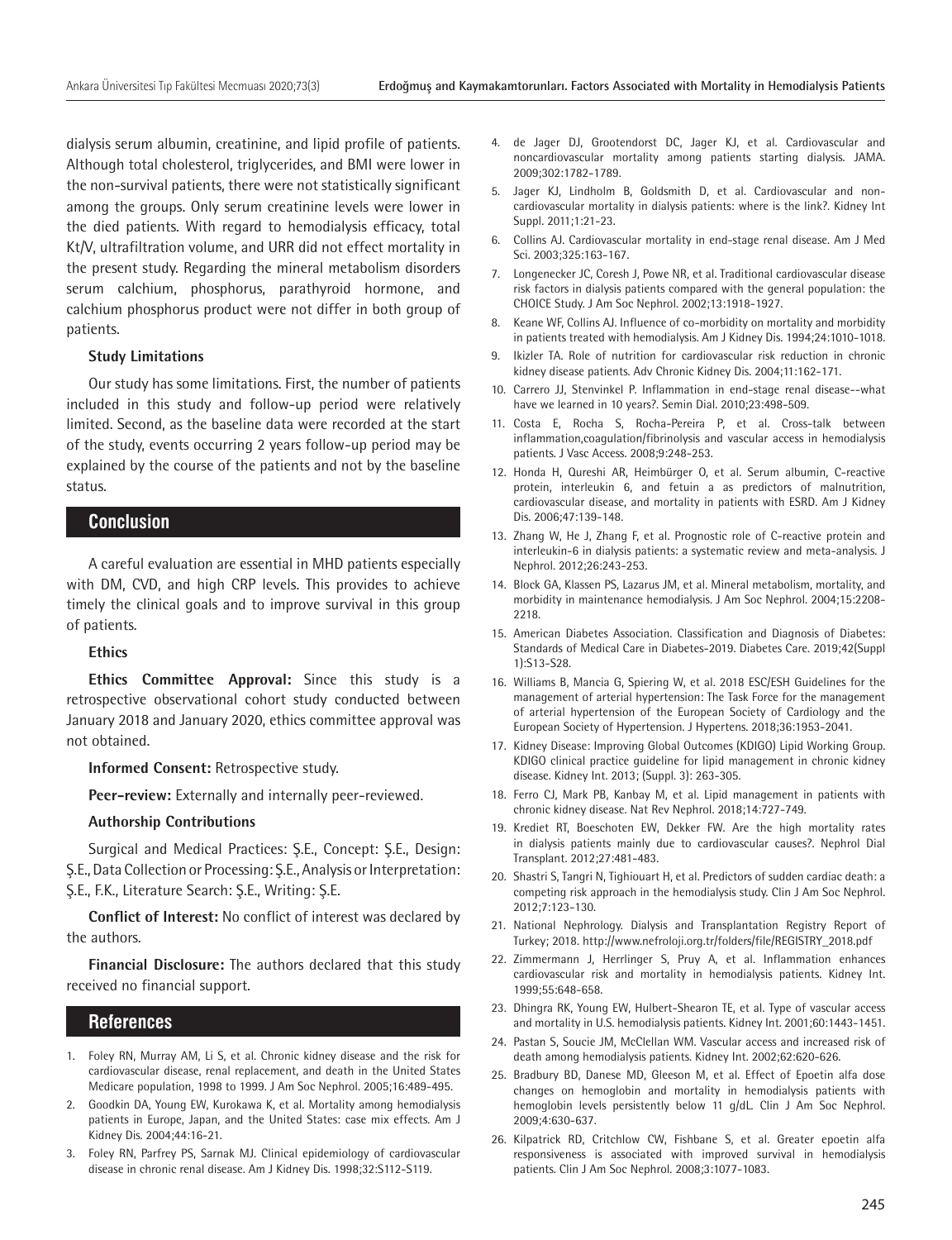dialysis serum albumin, creatinine, and lipid profile of patients. Although total cholesterol, triglycerides, and BMI were lower in the non-survival patients, there were not statistically significant among the groups. Only serum creatinine levels were lower in the died patients. With regard to hemodialysis efficacy, total Kt/V, ultrafiltration volume, and URR did not effect mortality in the present study. Regarding the mineral metabolism disorders serum calchium, phosphorus, parathyroid hormone, and calchium phosphorus product were not differ in both group of patients.

### Study Limitations

Our study has some limitations. First, the number of patients included in this study and follow-up period were relatively limited. Second, as the baseline data were recorded at the start of the study, events occurring 2 years follow-up period may be explained by the course of the patients and not by the baseline status.

## Conclusion

A careful evaluation are essential in MHD patients especially with DM, CVD, and high CRP levels. This provides to achieve timely the clinical goals and to improve survival in this group of patients.

### Ethics

**Ethics Committee Approval:** Since this study is a retrospective observational cohort study conducted between January 2018 and January 2020, ethics committee approval was not obtained.

**Informed Consent:** Retrospective study.

**Peer-review:** Externally and internally peer-reviewed.

### Authorship Contributions

Surgical and Medical Practices: Ş.E., Concept: Ş.E., Design: Ş.E., Data Collection or Processing: Ş.E., Analysis or Interpretation: Ş.E., F.K., Literature Search: Ş.E., Writing: Ş.E.

**Conflict of Interest:** No conflict of interest was declared by the authors.

**Financial Disclosure:** The authors declared that this study received no financial support.

## References

1. Foley RN, Murray AM, Li S, et al. Chronic kidney disease and the risk for cardiovascular disease, renal replacement, and death in the United States Medicare population, 1998 to 1999. J Am Soc Nephrol. 2005;16:489-495.
2. Goodkin DA, Young EW, Kurokawa K, et al. Mortality among hemodialysis patients in Europe, Japan, and the United States: case mix effects. Am J Kidney Dis. 2004;44:16-21.
3. Foley RN, Parfrey PS, Sarnak MJ. Clinical epidemiology of cardiovascular disease in chronic renal disease. Am J Kidney Dis. 1998;32:S112-S119.
4. de Jager DJ, Grootendorst DC, Jager KJ, et al. Cardiovascular and noncardiovascular mortality among patients starting dialysis. JAMA. 2009;302:1782-1789.
5. Jager KJ, Lindholm B, Goldsmith D, et al. Cardiovascular and non-cardiovascular mortality in dialysis patients: where is the link?. Kidney Int Suppl. 2011;1:21-23.
6. Collins AJ. Cardiovascular mortality in end-stage renal disease. Am J Med Sci. 2003;325:163-167.
7. Longenecker JC, Coresh J, Powe NR, et al. Traditional cardiovascular disease risk factors in dialysis patients compared with the general population: the CHOICE Study. J Am Soc Nephrol. 2002;13:1918-1927.
8. Keane WF, Collins AJ. Influence of co-morbidity on mortality and morbidity in patients treated with hemodialysis. Am J Kidney Dis. 1994;24:1010-1018.
9. Ikizler TA. Role of nutrition for cardiovascular risk reduction in chronic kidney disease patients. Adv Chronic Kidney Dis. 2004;11:162-171.
10. Carrero JJ, Stenvinkel P. Inflammation in end-stage renal disease--what have we learned in 10 years?. Semin Dial. 2010;23:498-509.
11. Costa E, Rocha S, Rocha-Pereira P, et al. Cross-talk between inflammation,coagulation/fibrinolysis and vascular access in hemodialysis patients. J Vasc Access. 2008;9:248-253.
12. Honda H, Qureshi AR, Heimbürger O, et al. Serum albumin, C-reactive protein, interleukin 6, and fetuin a as predictors of malnutrition, cardiovascular disease, and mortality in patients with ESRD. Am J Kidney Dis. 2006;47:139-148.
13. Zhang W, He J, Zhang F, et al. Prognostic role of C-reactive protein and interleukin-6 in dialysis patients: a systematic review and meta-analysis. J Nephrol. 2012;26:243-253.
14. Block GA, Klassen PS, Lazarus JM, et al. Mineral metabolism, mortality, and morbidity in maintenance hemodialysis. J Am Soc Nephrol. 2004;15:2208-2218.
15. American Diabetes Association. Classification and Diagnosis of Diabetes: Standards of Medical Care in Diabetes-2019. Diabetes Care. 2019;42(Suppl 1):S13-S28.
16. Williams B, Mancia G, Spiering W, et al. 2018 ESC/ESH Guidelines for the management of arterial hypertension: The Task Force for the management of arterial hypertension of the European Society of Cardiology and the European Society of Hypertension. J Hypertens. 2018;36:1953-2041.
17. Kidney Disease: Improving Global Outcomes (KDIGO) Lipid Working Group. KDIGO clinical practice guideline for lipid management in chronic kidney disease. Kidney Int. 2013; (Suppl. 3): 263-305.
18. Ferro CJ, Mark PB, Kanbay M, et al. Lipid management in patients with chronic kidney disease. Nat Rev Nephrol. 2018;14:727-749.
19. Krediet RT, Boeschoten EW, Dekker FW. Are the high mortality rates in dialysis patients mainly due to cardiovascular causes?. Nephrol Dial Transplant. 2012;27:481-483.
20. Shastri S, Tangri N, Tighiouart H, et al. Predictors of sudden cardiac death: a competing risk approach in the hemodialysis study. Clin J Am Soc Nephrol. 2012;7:123-130.
21. National Nephrology. Dialysis and Transplantation Registry Report of Turkey; 2018. http://www.nefroloji.org.tr/folders/file/REGISTRY_2018.pdf
22. Zimmermann J, Herrlinger S, Pruy A, et al. Inflammation enhances cardiovascular risk and mortality in hemodialysis patients. Kidney Int. 1999;55:648-658.
23. Dhingra RK, Young EW, Hulbert-Shearon TE, et al. Type of vascular access and mortality in U.S. hemodialysis patients. Kidney Int. 2001;60:1443-1451.
24. Pastan S, Soucie JM, McClellan WM. Vascular access and increased risk of death among hemodialysis patients. Kidney Int. 2002;62:620-626.
25. Bradbury BD, Danese MD, Gleeson M, et al. Effect of Epoetin alfa dose changes on hemoglobin and mortality in hemodialysis patients with hemoglobin levels persistently below 11 g/dL. Clin J Am Soc Nephrol. 2009;4:630-637.
26. Kilpatrick RD, Critchlow CW, Fishbane S, et al. Greater epoetin alfa responsiveness is associated with improved survival in hemodialysis patients. Clin J Am Soc Nephrol. 2008;3:1077-1083.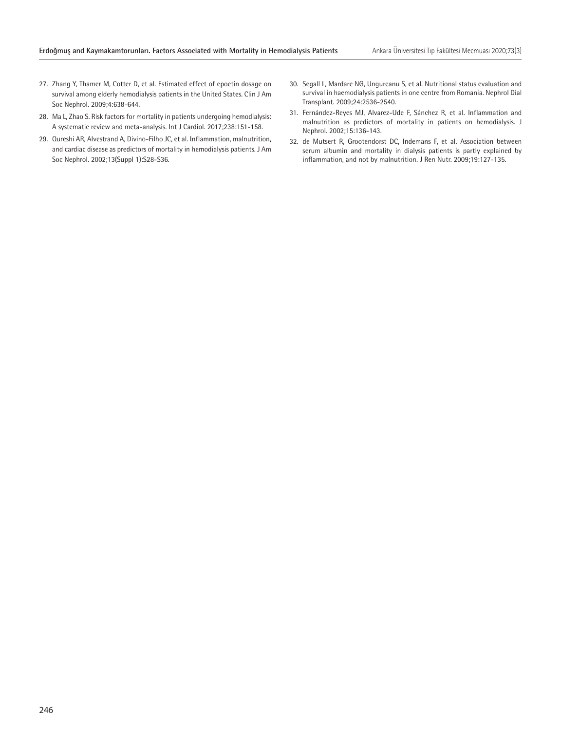27. Zhang Y, Thamer M, Cotter D, et al. Estimated effect of epoetin dosage on survival among elderly hemodialysis patients in the United States. Clin J Am Soc Nephrol. 2009;4:638-644.
28. Ma L, Zhao S. Risk factors for mortality in patients undergoing hemodialysis: A systematic review and meta-analysis. Int J Cardiol. 2017;238:151-158.
29. Qureshi AR, Alvestrand A, Divino-Filho JC, et al. Inflammation, malnutrition, and cardiac disease as predictors of mortality in hemodialysis patients. J Am Soc Nephrol. 2002;13(Suppl 1):S28-S36.
30. Segall L, Mardare NG, Ungureanu S, et al. Nutritional status evaluation and survival in haemodialysis patients in one centre from Romania. Nephrol Dial Transplant. 2009;24:2536-2540.
31. Fernández-Reyes MJ, Alvarez-Ude F, Sánchez R, et al. Inflammation and malnutrition as predictors of mortality in patients on hemodialysis. J Nephrol. 2002;15:136-143.
32. de Mutsert R, Grootendorst DC, Indemans F, et al. Association between serum albumin and mortality in dialysis patients is partly explained by inflammation, and not by malnutrition. J Ren Nutr. 2009;19:127-135.